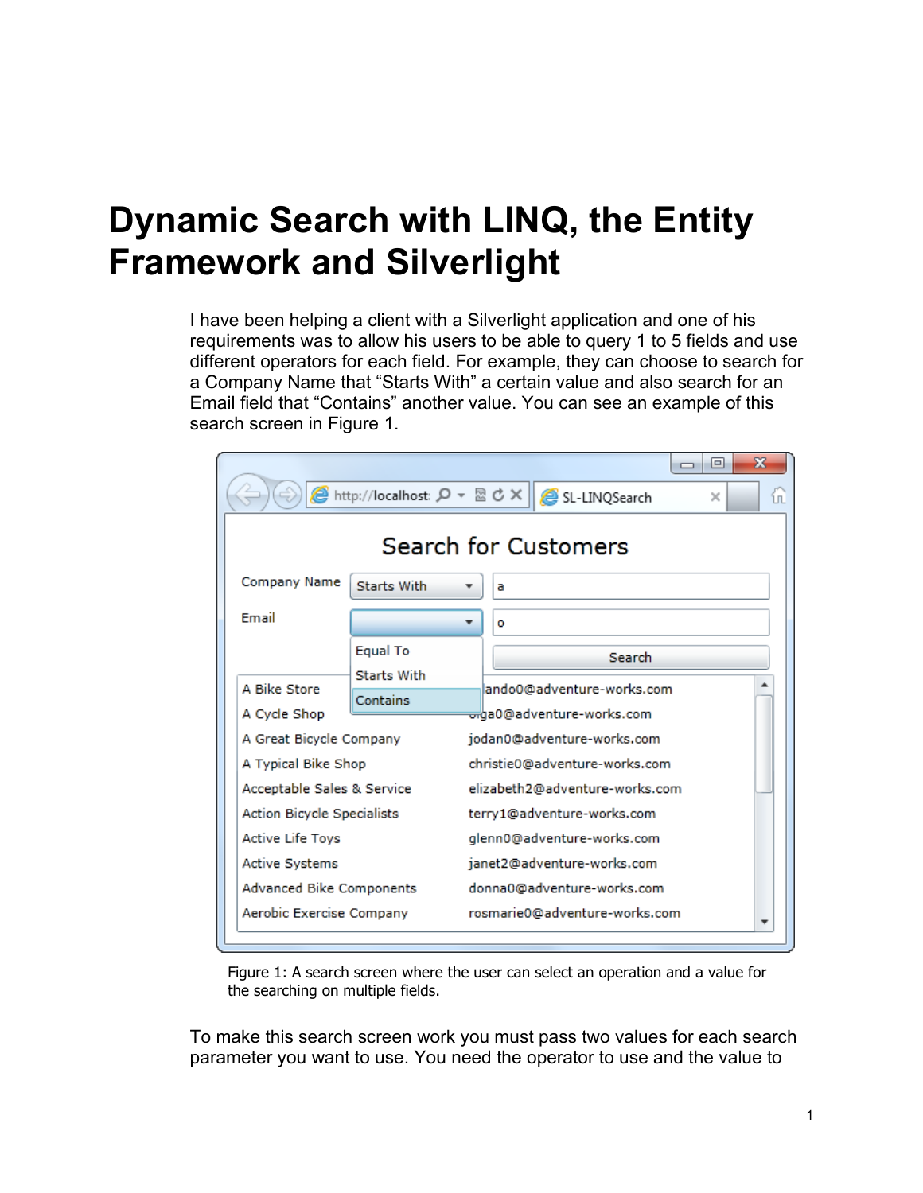# Dynamic Search with LINQ, the Entity Framework and Silverlight

I have been helping a client with a Silverlight application and one of his requirements was to allow his users to be able to query 1 to 5 fields and use different operators for each field. For example, they can choose to search for a Company Name that "Starts With" a certain value and also search for an Email field that "Contains" another value. You can see an example of this search screen in Figure 1.

Figure 1: A search screen where the user can select an operation and a value for the searching on multiple fields.

To make this search screen work you must pass two values for each search parameter you want to use. You need the operator to use and the value to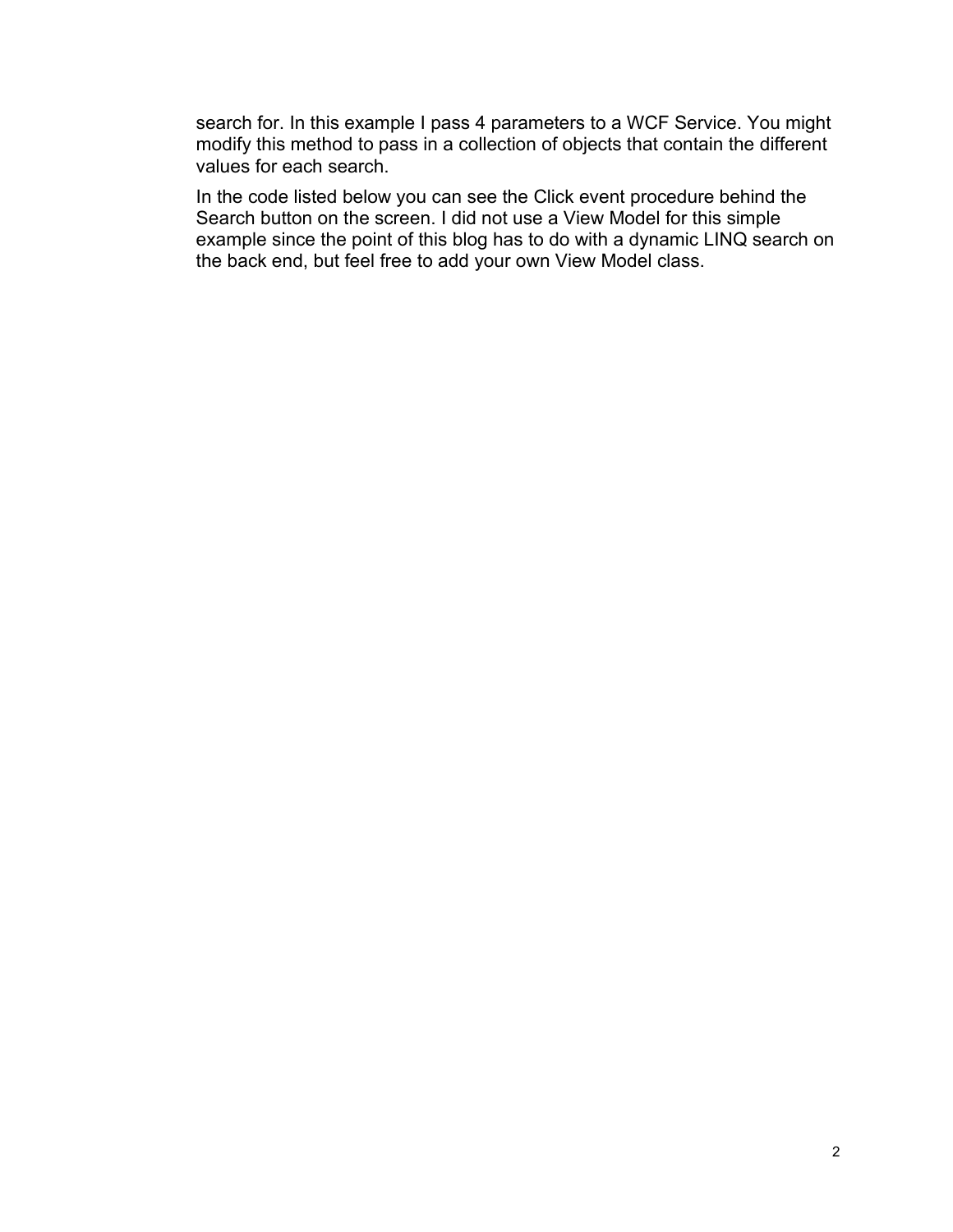search for. In this example I pass 4 parameters to a WCF Service. You might modify this method to pass in a collection of objects that contain the different values for each search.

In the code listed below you can see the Click event procedure behind the Search button on the screen. I did not use a View Model for this simple example since the point of this blog has to do with a dynamic LINQ search on the back end, but feel free to add your own View Model class.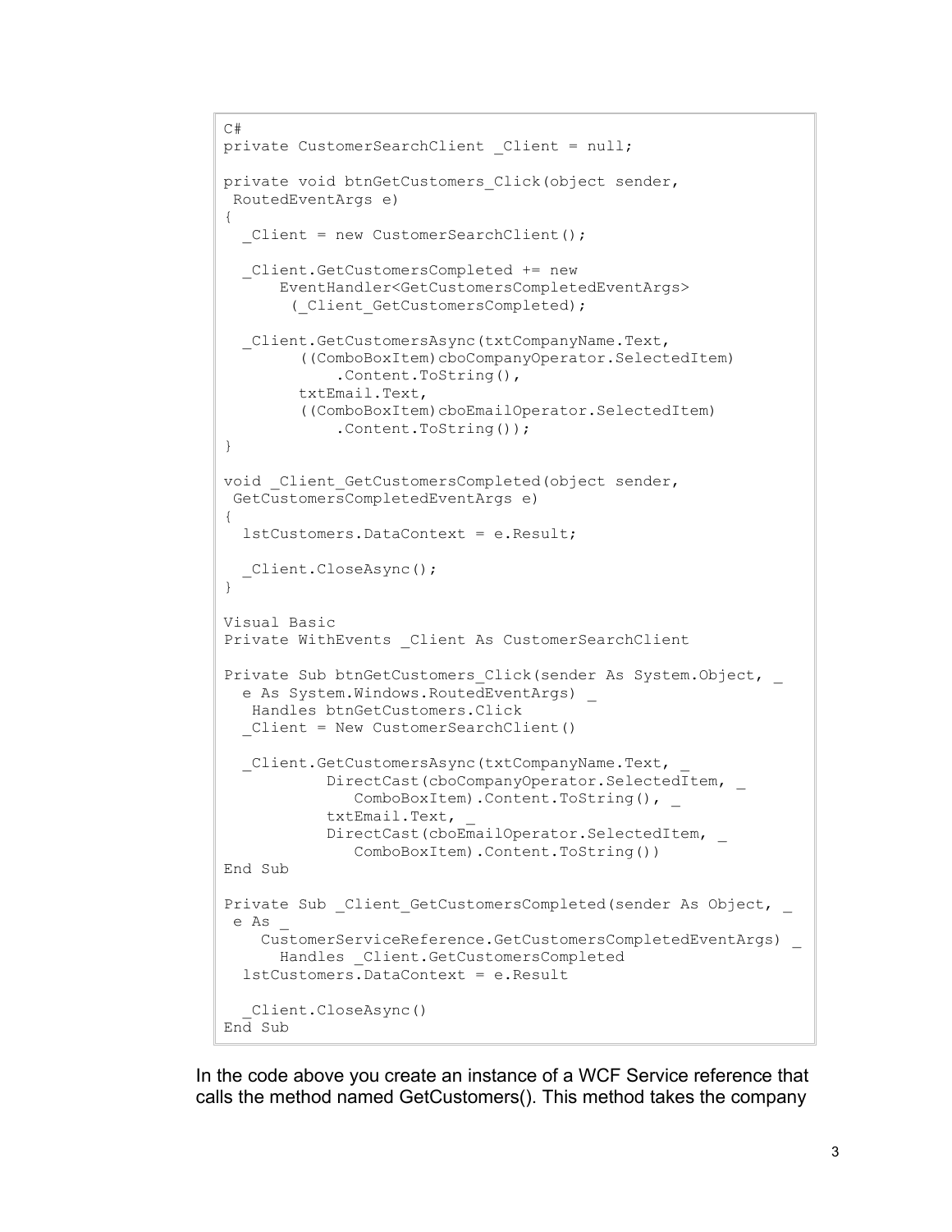```
C#
private CustomerSearchClient _Client = null;

private void btnGetCustomers_Click(object sender,
 RoutedEventArgs e)
{
  _Client = new CustomerSearchClient();

  _Client.GetCustomersCompleted += new
      EventHandler<GetCustomersCompletedEventArgs>
       (_Client_GetCustomersCompleted);

  _Client.GetCustomersAsync(txtCompanyName.Text,
        ((ComboBoxItem)cboCompanyOperator.SelectedItem)
            .Content.ToString(),
        txtEmail.Text,
        ((ComboBoxItem)cboEmailOperator.SelectedItem)
            .Content.ToString());
}

void _Client_GetCustomersCompleted(object sender,
 GetCustomersCompletedEventArgs e)
{
  lstCustomers.DataContext = e.Result;

  _Client.CloseAsync();
}

Visual Basic
Private WithEvents _Client As CustomerSearchClient

Private Sub btnGetCustomers_Click(sender As System.Object, _
  e As System.Windows.RoutedEventArgs) _
   Handles btnGetCustomers.Click
  _Client = New CustomerSearchClient()

  _Client.GetCustomersAsync(txtCompanyName.Text, _
          DirectCast(cboCompanyOperator.SelectedItem, _
             ComboBoxItem).Content.ToString(), _
          txtEmail.Text, _
          DirectCast(cboEmailOperator.SelectedItem, _
             ComboBoxItem).Content.ToString())
End Sub

Private Sub _Client_GetCustomersCompleted(sender As Object, _
 e As _
    CustomerServiceReference.GetCustomersCompletedEventArgs) _
      Handles _Client.GetCustomersCompleted
  lstCustomers.DataContext = e.Result

  _Client.CloseAsync()
End Sub
```

In the code above you create an instance of a WCF Service reference that calls the method named GetCustomers(). This method takes the company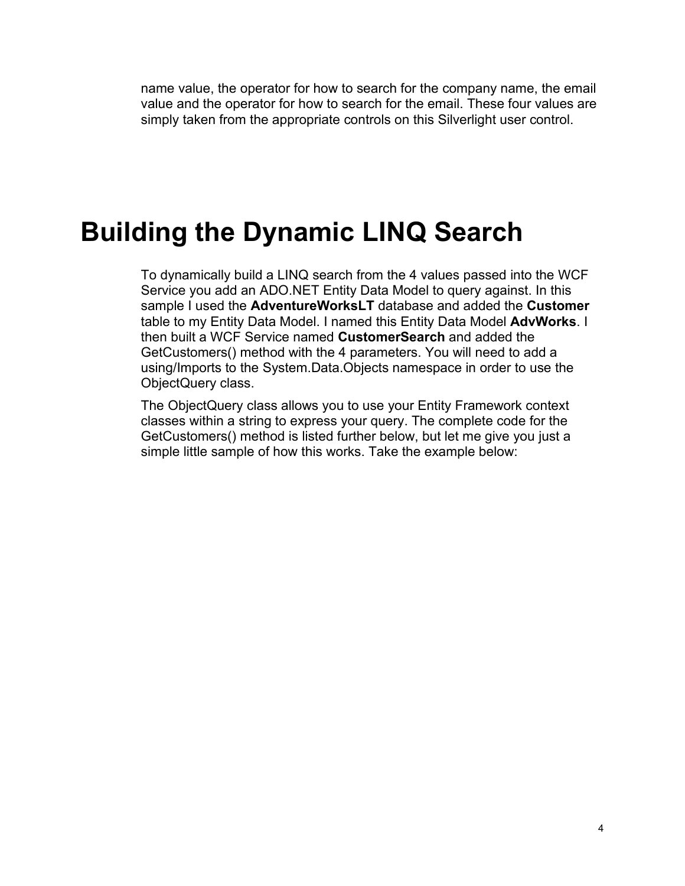name value, the operator for how to search for the company name, the email value and the operator for how to search for the email. These four values are simply taken from the appropriate controls on this Silverlight user control.

# Building the Dynamic LINQ Search

To dynamically build a LINQ search from the 4 values passed into the WCF Service you add an ADO.NET Entity Data Model to query against. In this sample I used the **AdventureWorksLT** database and added the **Customer** table to my Entity Data Model. I named this Entity Data Model **AdvWorks**. I then built a WCF Service named **CustomerSearch** and added the GetCustomers() method with the 4 parameters. You will need to add a using/Imports to the System.Data.Objects namespace in order to use the ObjectQuery class.

The ObjectQuery class allows you to use your Entity Framework context classes within a string to express your query. The complete code for the GetCustomers() method is listed further below, but let me give you just a simple little sample of how this works. Take the example below: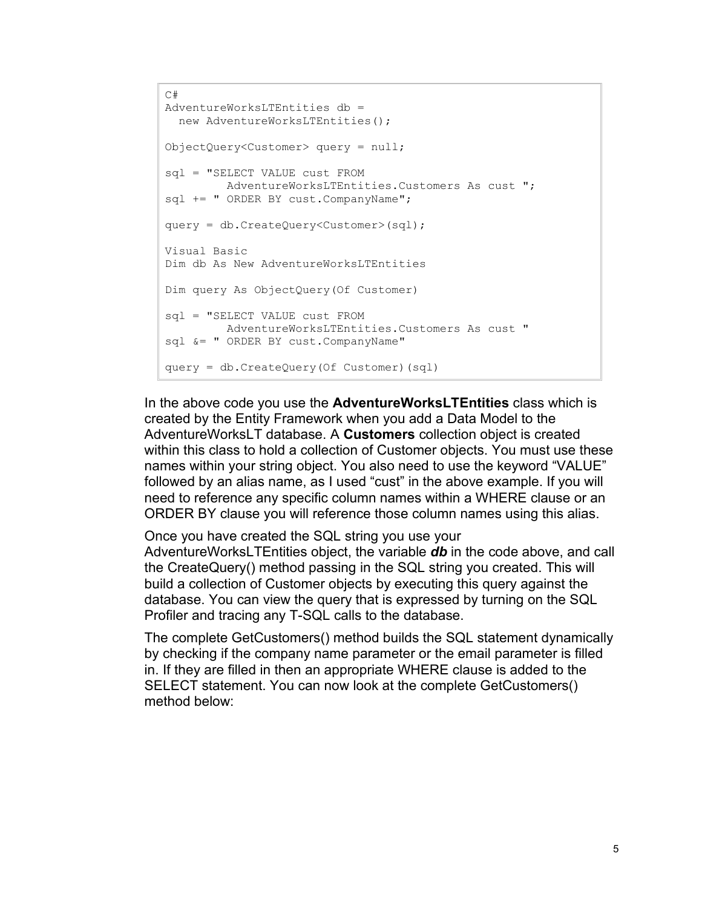```
C#
AdventureWorksLTEntities db =
  new AdventureWorksLTEntities();

ObjectQuery<Customer> query = null;

sql = "SELECT VALUE cust FROM
         AdventureWorksLTEntities.Customers As cust ";
sql += " ORDER BY cust.CompanyName";

query = db.CreateQuery<Customer>(sql);

Visual Basic
Dim db As New AdventureWorksLTEntities

Dim query As ObjectQuery(Of Customer)

sql = "SELECT VALUE cust FROM
         AdventureWorksLTEntities.Customers As cust "
sql &= " ORDER BY cust.CompanyName"

query = db.CreateQuery(Of Customer)(sql)
```

In the above code you use the **AdventureWorksLTEntities** class which is created by the Entity Framework when you add a Data Model to the AdventureWorksLT database. A **Customers** collection object is created within this class to hold a collection of Customer objects. You must use these names within your string object. You also need to use the keyword "VALUE" followed by an alias name, as I used "cust" in the above example. If you will need to reference any specific column names within a WHERE clause or an ORDER BY clause you will reference those column names using this alias.

Once you have created the SQL string you use your AdventureWorksLTEntities object, the variable ***db*** in the code above, and call the CreateQuery() method passing in the SQL string you created. This will build a collection of Customer objects by executing this query against the database. You can view the query that is expressed by turning on the SQL Profiler and tracing any T-SQL calls to the database.

The complete GetCustomers() method builds the SQL statement dynamically by checking if the company name parameter or the email parameter is filled in. If they are filled in then an appropriate WHERE clause is added to the SELECT statement. You can now look at the complete GetCustomers() method below: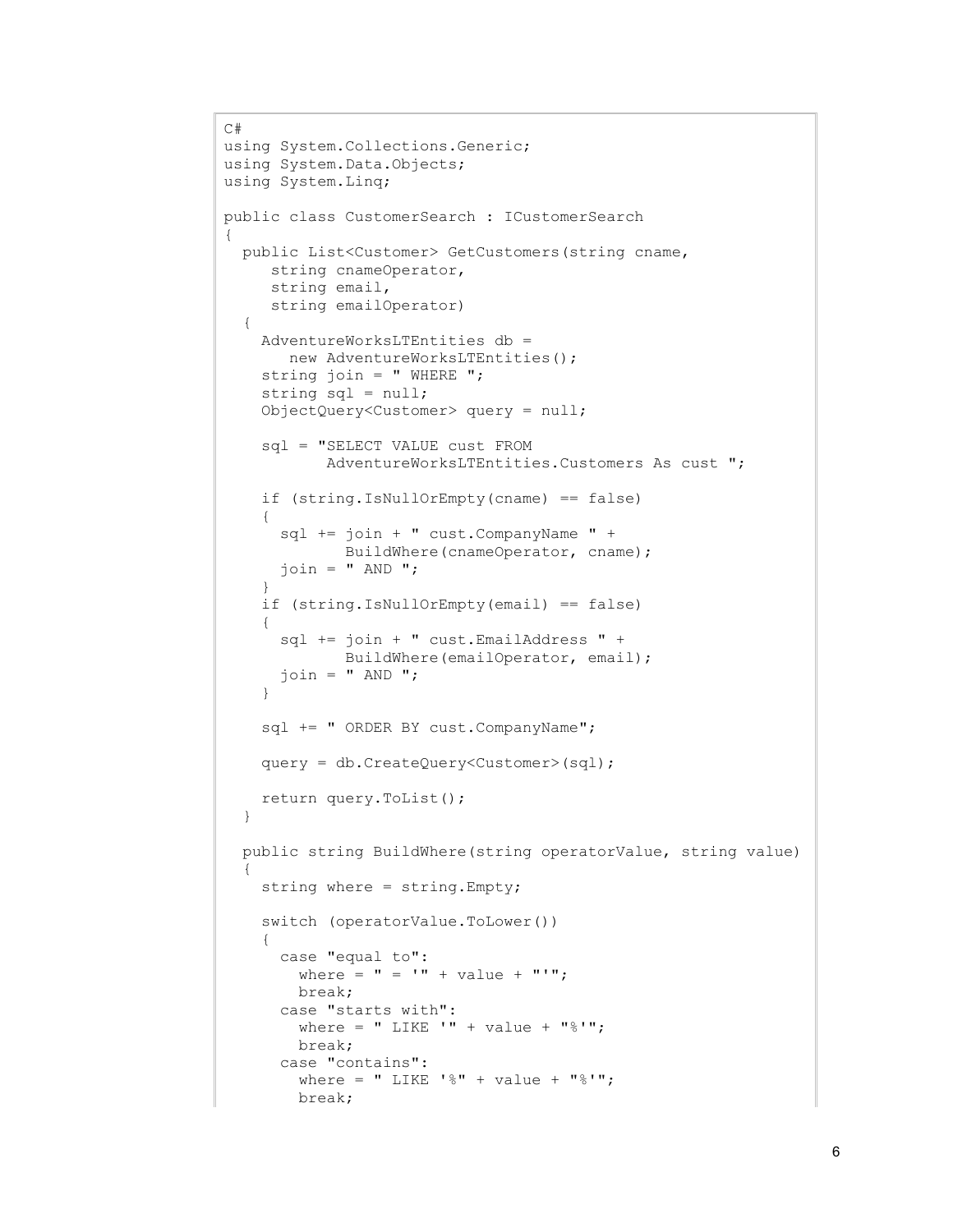```
C#
using System.Collections.Generic;
using System.Data.Objects;
using System.Linq;

public class CustomerSearch : ICustomerSearch
{
  public List<Customer> GetCustomers(string cname,
     string cnameOperator,
     string email,
     string emailOperator)
  {
    AdventureWorksLTEntities db =
       new AdventureWorksLTEntities();
    string join = " WHERE ";
    string sql = null;
    ObjectQuery<Customer> query = null;

    sql = "SELECT VALUE cust FROM
           AdventureWorksLTEntities.Customers As cust ";

    if (string.IsNullOrEmpty(cname) == false)
    {
      sql += join + " cust.CompanyName " +
           BuildWhere(cnameOperator, cname);
      join = " AND ";
    }
    if (string.IsNullOrEmpty(email) == false)
    {
      sql += join + " cust.EmailAddress " +
           BuildWhere(emailOperator, email);
      join = " AND ";
    }

    sql += " ORDER BY cust.CompanyName";

    query = db.CreateQuery<Customer>(sql);

    return query.ToList();
  }

  public string BuildWhere(string operatorValue, string value)
  {
    string where = string.Empty;

    switch (operatorValue.ToLower())
    {
      case "equal to":
        where = " = '" + value + "'";
        break;
      case "starts with":
        where = " LIKE '" + value + "%'";
        break;
      case "contains":
        where = " LIKE '%" + value + "%'";
        break;
```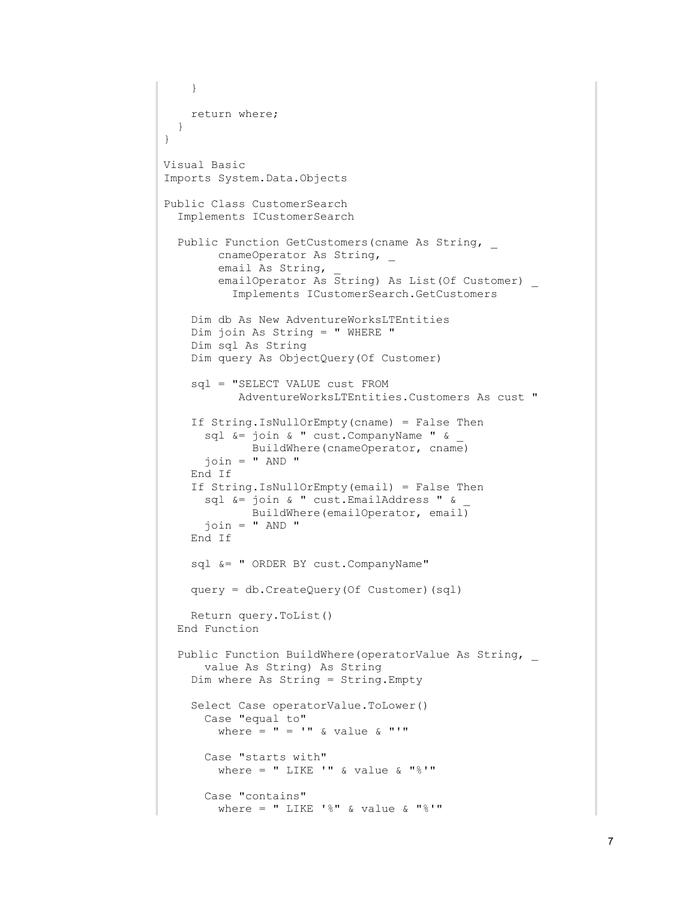```
    }

    return where;
  }
}
```

Visual Basic

```
Imports System.Data.Objects

Public Class CustomerSearch
  Implements ICustomerSearch

  Public Function GetCustomers(cname As String, _
        cnameOperator As String, _
        email As String, _
        emailOperator As String) As List(Of Customer) _
          Implements ICustomerSearch.GetCustomers

    Dim db As New AdventureWorksLTEntities
    Dim join As String = " WHERE "
    Dim sql As String
    Dim query As ObjectQuery(Of Customer)

    sql = "SELECT VALUE cust FROM
          AdventureWorksLTEntities.Customers As cust "

    If String.IsNullOrEmpty(cname) = False Then
      sql &= join & " cust.CompanyName " & _
            BuildWhere(cnameOperator, cname)
      join = " AND "
    End If
    If String.IsNullOrEmpty(email) = False Then
      sql &= join & " cust.EmailAddress " & _
            BuildWhere(emailOperator, email)
      join = " AND "
    End If

    sql &= " ORDER BY cust.CompanyName"

    query = db.CreateQuery(Of Customer)(sql)

    Return query.ToList()
  End Function

  Public Function BuildWhere(operatorValue As String, _
      value As String) As String
    Dim where As String = String.Empty

    Select Case operatorValue.ToLower()
      Case "equal to"
        where = " = '" & value & "'"

      Case "starts with"
        where = " LIKE '" & value & "%'"

      Case "contains"
        where = " LIKE '%" & value & "%'"
```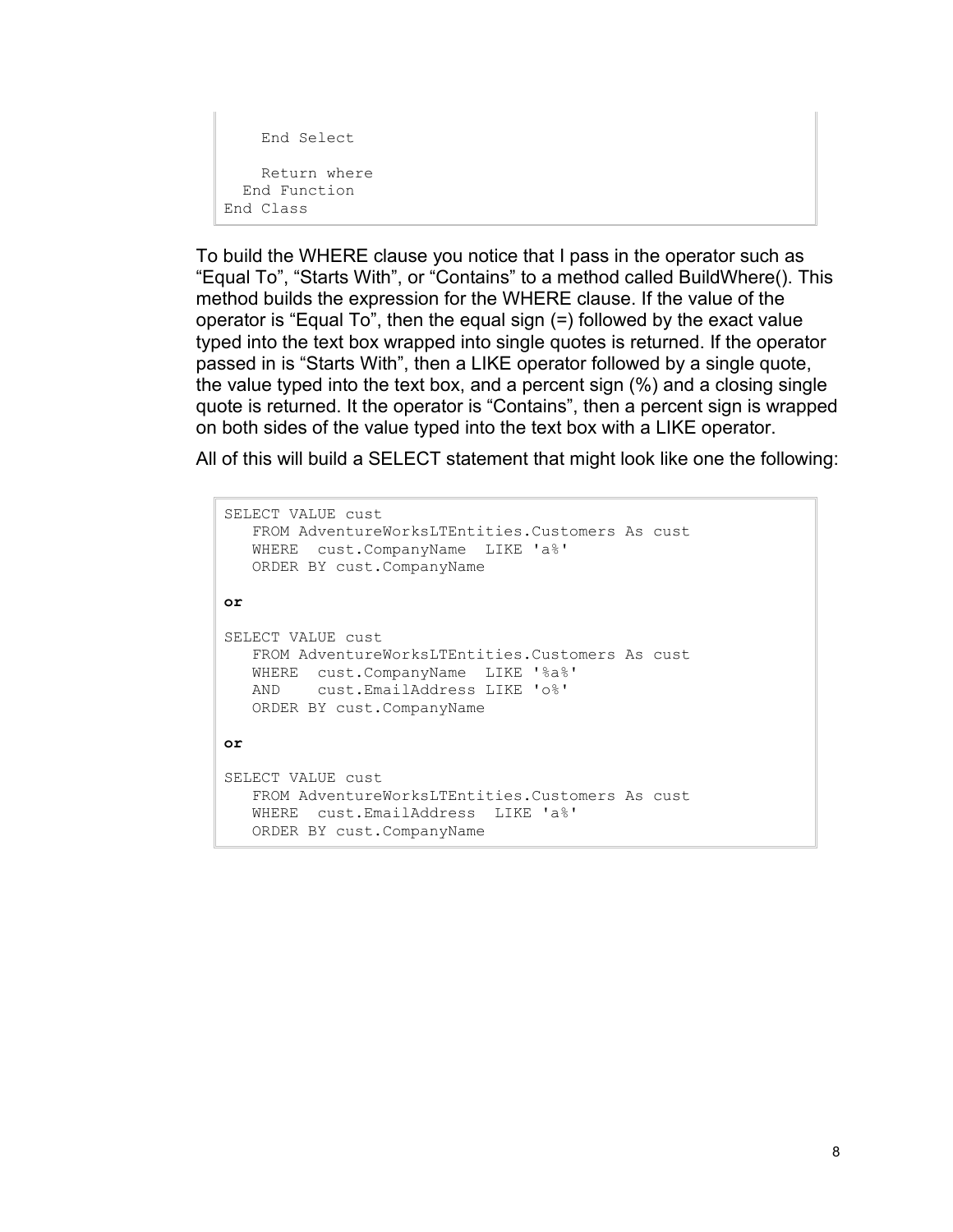```
    End Select

    Return where
  End Function
End Class
```

To build the WHERE clause you notice that I pass in the operator such as “Equal To”, “Starts With”, or “Contains” to a method called BuildWhere(). This method builds the expression for the WHERE clause. If the value of the operator is “Equal To”, then the equal sign (=) followed by the exact value typed into the text box wrapped into single quotes is returned. If the operator passed in is “Starts With”, then a LIKE operator followed by a single quote, the value typed into the text box, and a percent sign (%) and a closing single quote is returned. It the operator is “Contains”, then a percent sign is wrapped on both sides of the value typed into the text box with a LIKE operator.

All of this will build a SELECT statement that might look like one the following:

```
SELECT VALUE cust
   FROM AdventureWorksLTEntities.Customers As cust
   WHERE  cust.CompanyName  LIKE 'a%'
   ORDER BY cust.CompanyName

or

SELECT VALUE cust
   FROM AdventureWorksLTEntities.Customers As cust
   WHERE  cust.CompanyName  LIKE '%a%'
   AND    cust.EmailAddress LIKE 'o%'
   ORDER BY cust.CompanyName

or

SELECT VALUE cust
   FROM AdventureWorksLTEntities.Customers As cust
   WHERE  cust.EmailAddress  LIKE 'a%'
   ORDER BY cust.CompanyName
```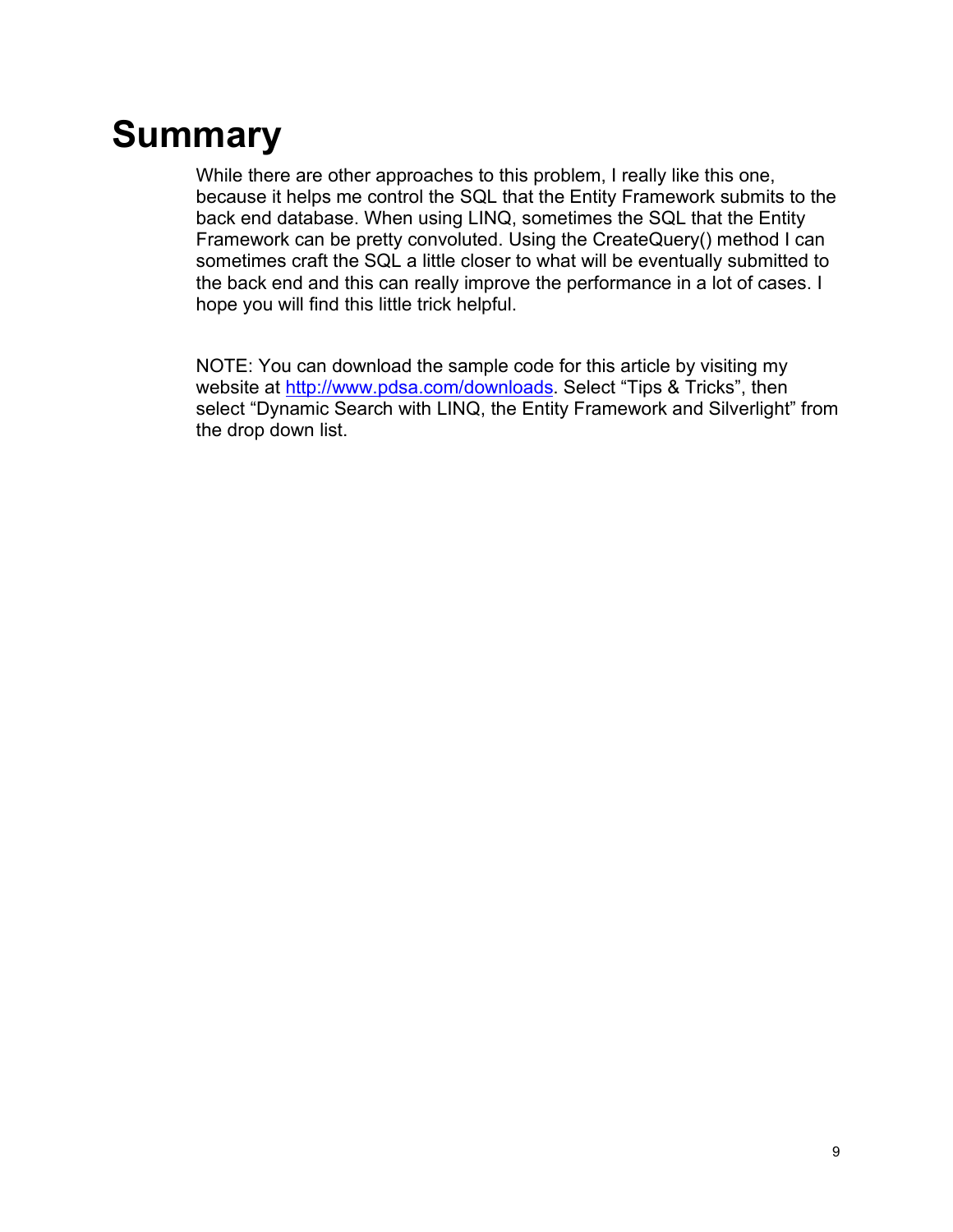# Summary

While there are other approaches to this problem, I really like this one, because it helps me control the SQL that the Entity Framework submits to the back end database. When using LINQ, sometimes the SQL that the Entity Framework can be pretty convoluted. Using the CreateQuery() method I can sometimes craft the SQL a little closer to what will be eventually submitted to the back end and this can really improve the performance in a lot of cases. I hope you will find this little trick helpful.

NOTE: You can download the sample code for this article by visiting my website at [http://www.pdsa.com/downloads](http://www.pdsa.com/downloads). Select “Tips & Tricks”, then select “Dynamic Search with LINQ, the Entity Framework and Silverlight” from the drop down list.